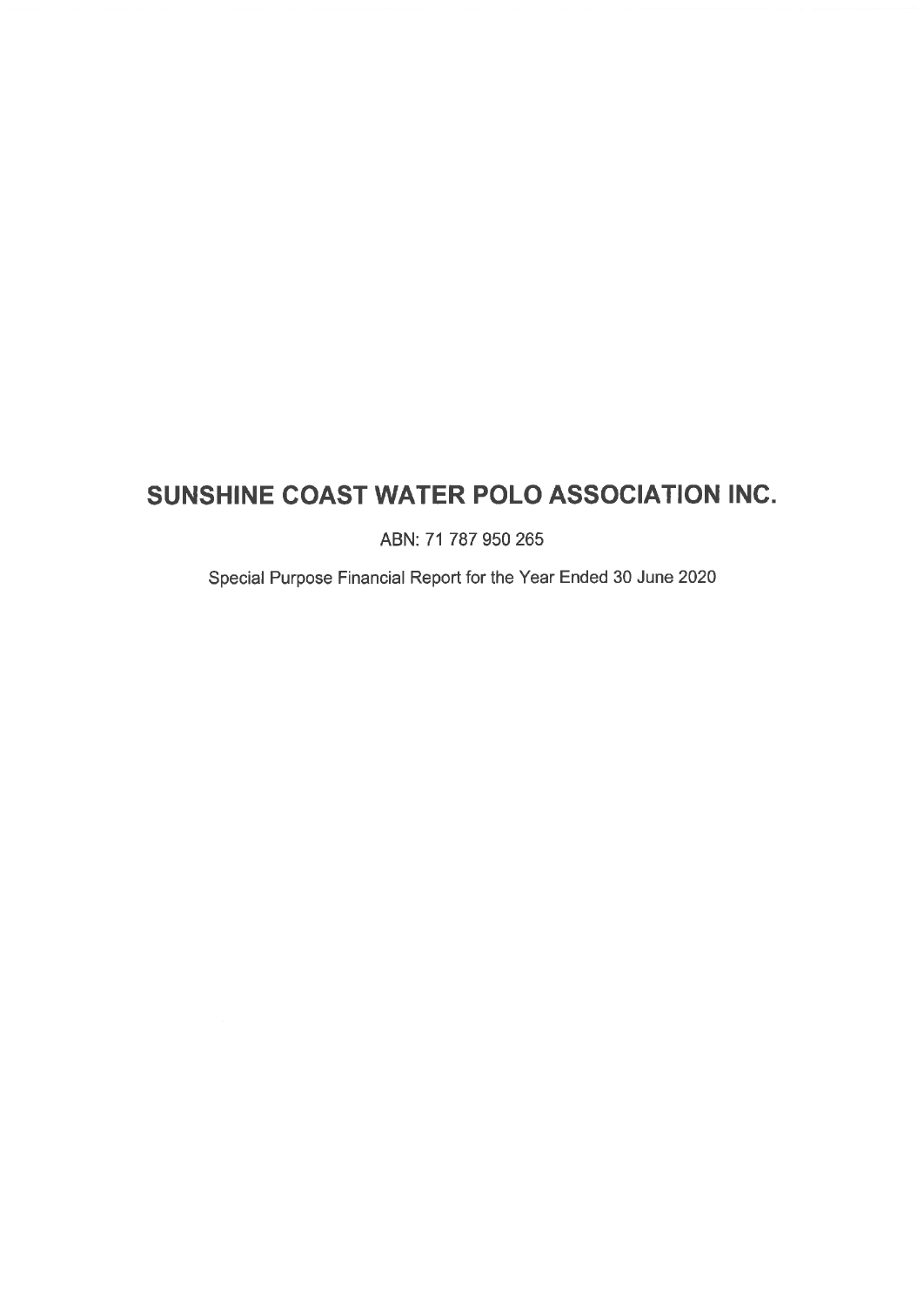# SUNSHINE COAST WATER POLO ASSOCIATION INC.

ABN: 71 787 950 265

Special Purpose Financial Report for the Year Ended 30 June 2020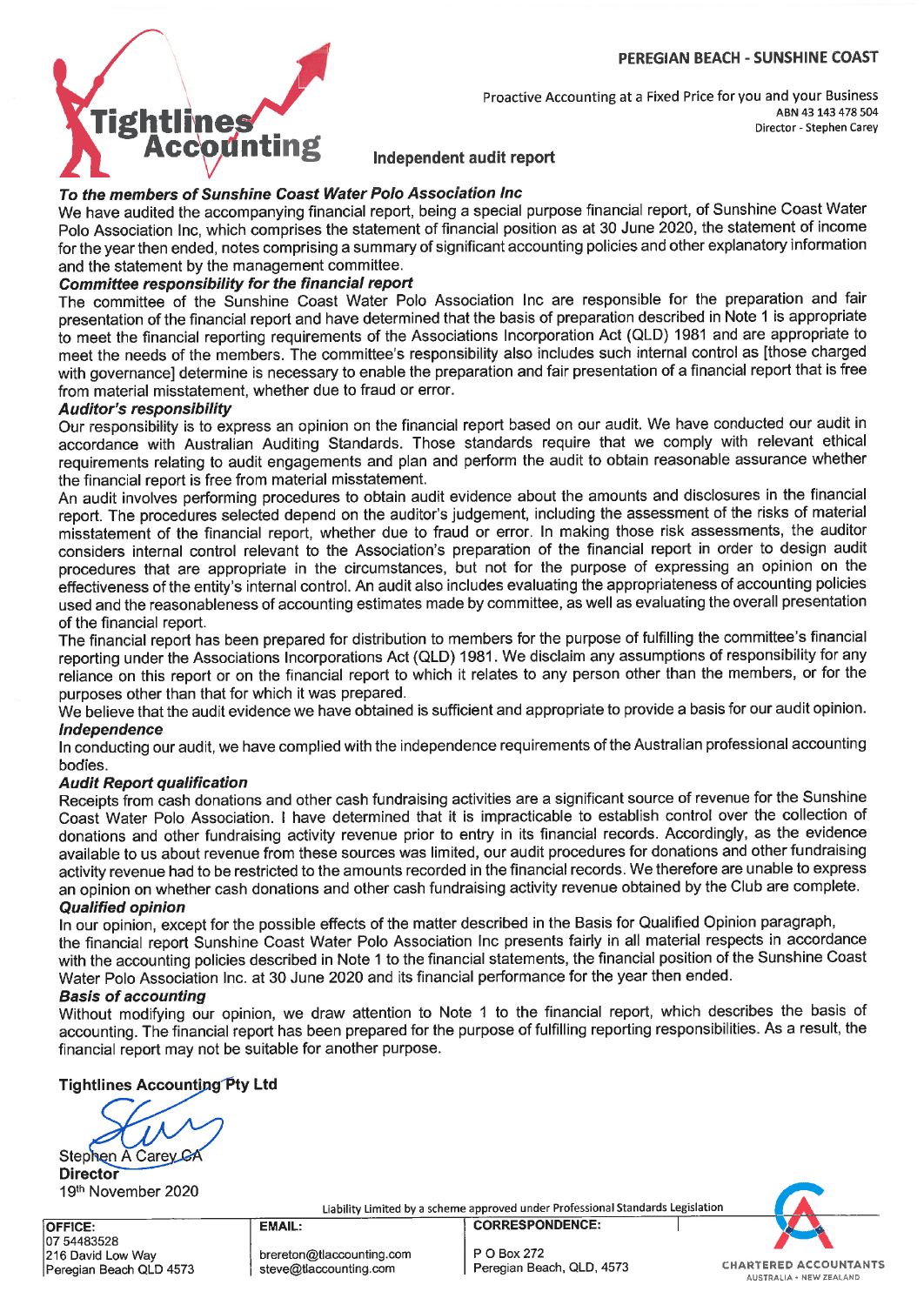PEREGIAN BEACH - SUNSHINE COAST

Proactive Accounting at a Fixed Price for you and your Business
ABN 43 143 478 504
Director - Stephen Carey

Tightlines Accounting

## Independent audit report

***To the members of Sunshine Coast Water Polo Association Inc***

We have audited the accompanying financial report, being a special purpose financial report, of Sunshine Coast Water Polo Association Inc, which comprises the statement of financial position as at 30 June 2020, the statement of income for the year then ended, notes comprising a summary of significant accounting policies and other explanatory information and the statement by the management committee.

***Committee responsibility for the financial report***

The committee of the Sunshine Coast Water Polo Association Inc are responsible for the preparation and fair presentation of the financial report and have determined that the basis of preparation described in Note 1 is appropriate to meet the financial reporting requirements of the Associations Incorporation Act (QLD) 1981 and are appropriate to meet the needs of the members. The committee's responsibility also includes such internal control as [those charged with governance] determine is necessary to enable the preparation and fair presentation of a financial report that is free from material misstatement, whether due to fraud or error.

***Auditor's responsibility***

Our responsibility is to express an opinion on the financial report based on our audit. We have conducted our audit in accordance with Australian Auditing Standards. Those standards require that we comply with relevant ethical requirements relating to audit engagements and plan and perform the audit to obtain reasonable assurance whether the financial report is free from material misstatement.

An audit involves performing procedures to obtain audit evidence about the amounts and disclosures in the financial report. The procedures selected depend on the auditor's judgement, including the assessment of the risks of material misstatement of the financial report, whether due to fraud or error. In making those risk assessments, the auditor considers internal control relevant to the Association's preparation of the financial report in order to design audit procedures that are appropriate in the circumstances, but not for the purpose of expressing an opinion on the effectiveness of the entity's internal control. An audit also includes evaluating the appropriateness of accounting policies used and the reasonableness of accounting estimates made by committee, as well as evaluating the overall presentation of the financial report.

The financial report has been prepared for distribution to members for the purpose of fulfilling the committee's financial reporting under the Associations Incorporations Act (QLD) 1981. We disclaim any assumptions of responsibility for any reliance on this report or on the financial report to which it relates to any person other than the members, or for the purposes other than that for which it was prepared.

We believe that the audit evidence we have obtained is sufficient and appropriate to provide a basis for our audit opinion.

***Independence***

In conducting our audit, we have complied with the independence requirements of the Australian professional accounting bodies.

***Audit Report qualification***

Receipts from cash donations and other cash fundraising activities are a significant source of revenue for the Sunshine Coast Water Polo Association. I have determined that it is impracticable to establish control over the collection of donations and other fundraising activity revenue prior to entry in its financial records. Accordingly, as the evidence available to us about revenue from these sources was limited, our audit procedures for donations and other fundraising activity revenue had to be restricted to the amounts recorded in the financial records. We therefore are unable to express an opinion on whether cash donations and other cash fundraising activity revenue obtained by the Club are complete.

***Qualified opinion***

In our opinion, except for the possible effects of the matter described in the Basis for Qualified Opinion paragraph, the financial report Sunshine Coast Water Polo Association Inc presents fairly in all material respects in accordance with the accounting policies described in Note 1 to the financial statements, the financial position of the Sunshine Coast Water Polo Association Inc. at 30 June 2020 and its financial performance for the year then ended.

***Basis of accounting***

Without modifying our opinion, we draw attention to Note 1 to the financial report, which describes the basis of accounting. The financial report has been prepared for the purpose of fulfilling reporting responsibilities. As a result, the financial report may not be suitable for another purpose.

**Tightlines Accounting Pty Ltd**

Stephen A Carey CA
**Director**
19th November 2020

Liability Limited by a scheme approved under Professional Standards Legislation

| OFFICE: | EMAIL: | CORRESPONDENCE: |
|---|---|---|
| 07 54483528 | | |
| 216 David Low Way | brereton@tlaccounting.com | P O Box 272 |
| Peregian Beach QLD 4573 | steve@tlaccounting.com | Peregian Beach, QLD, 4573 |

CHARTERED ACCOUNTANTS AUSTRALIA + NEW ZEALAND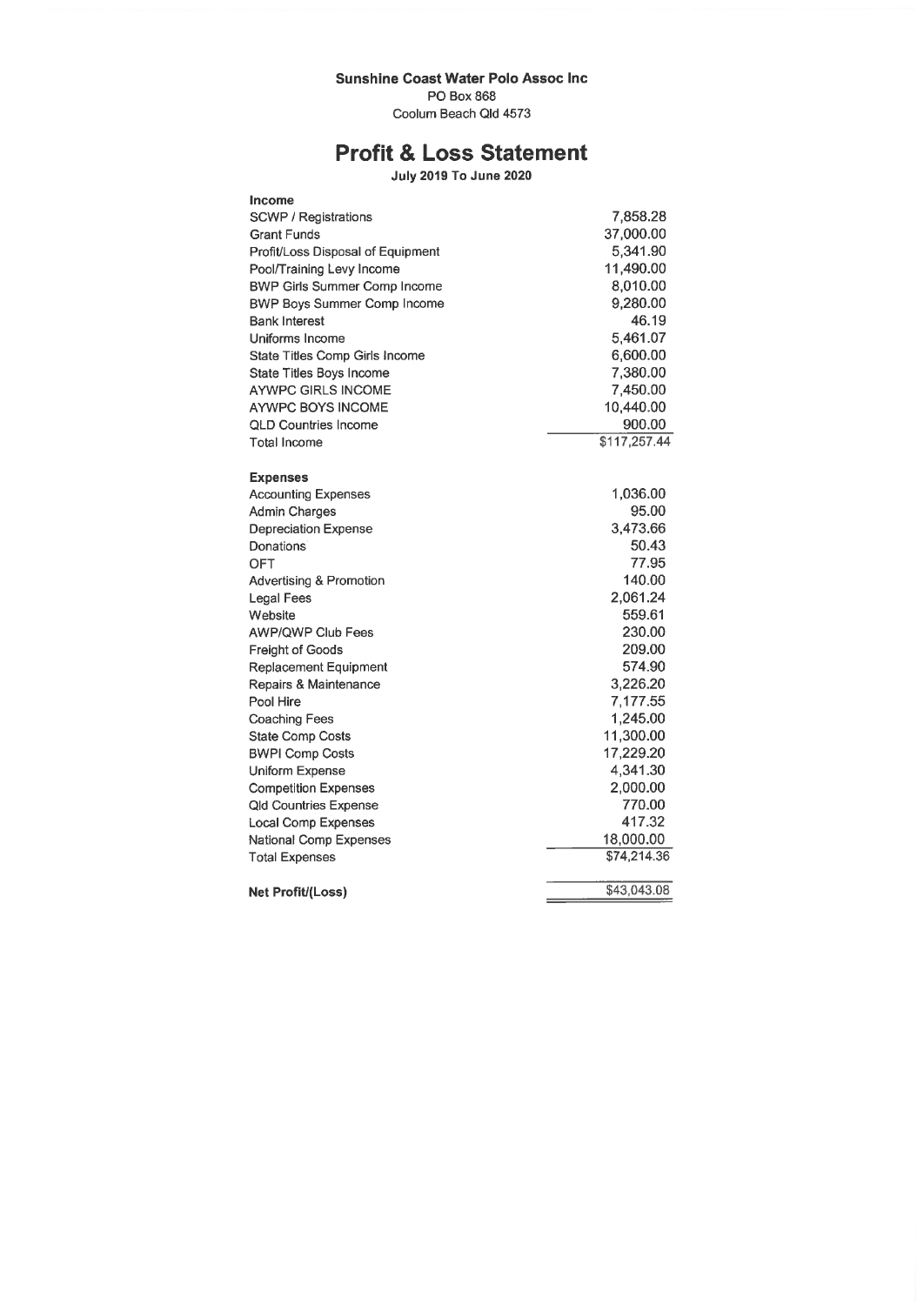**Sunshine Coast Water Polo Assoc Inc**
PO Box 868
Coolum Beach Qld 4573

# Profit & Loss Statement

**July 2019 To June 2020**

| | |
|---|---:|
| **Income** | |
| SCWP / Registrations | 7,858.28 |
| Grant Funds | 37,000.00 |
| Profit/Loss Disposal of Equipment | 5,341.90 |
| Pool/Training Levy Income | 11,490.00 |
| BWP Girls Summer Comp Income | 8,010.00 |
| BWP Boys Summer Comp Income | 9,280.00 |
| Bank Interest | 46.19 |
| Uniforms Income | 5,461.07 |
| State Titles Comp Girls Income | 6,600.00 |
| State Titles Boys Income | 7,380.00 |
| AYWPC GIRLS INCOME | 7,450.00 |
| AYWPC BOYS INCOME | 10,440.00 |
| QLD Countries Income | 900.00 |
| Total Income | $117,257.44 |
| | |
| **Expenses** | |
| Accounting Expenses | 1,036.00 |
| Admin Charges | 95.00 |
| Depreciation Expense | 3,473.66 |
| Donations | 50.43 |
| OFT | 77.95 |
| Advertising & Promotion | 140.00 |
| Legal Fees | 2,061.24 |
| Website | 559.61 |
| AWP/QWP Club Fees | 230.00 |
| Freight of Goods | 209.00 |
| Replacement Equipment | 574.90 |
| Repairs & Maintenance | 3,226.20 |
| Pool Hire | 7,177.55 |
| Coaching Fees | 1,245.00 |
| State Comp Costs | 11,300.00 |
| BWPI Comp Costs | 17,229.20 |
| Uniform Expense | 4,341.30 |
| Competition Expenses | 2,000.00 |
| Qld Countries Expense | 770.00 |
| Local Comp Expenses | 417.32 |
| National Comp Expenses | 18,000.00 |
| Total Expenses | $74,214.36 |
| | |
| **Net Profit/(Loss)** | $43,043.08 |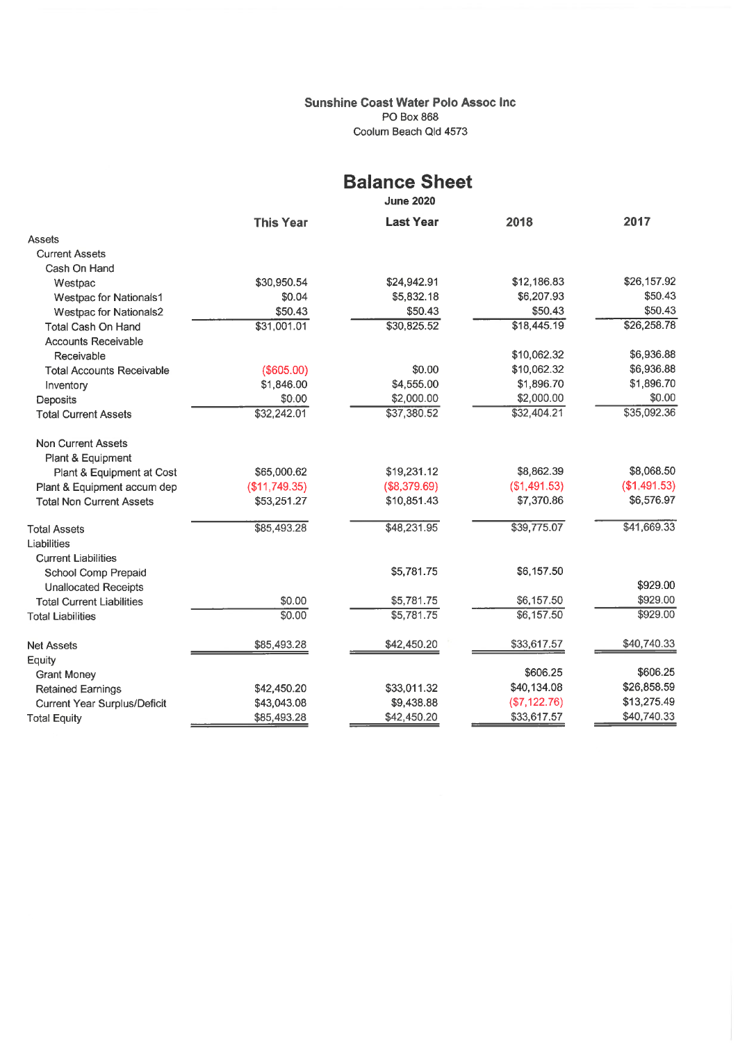**Sunshine Coast Water Polo Assoc Inc**
PO Box 868
Coolum Beach Qld 4573

# Balance Sheet

**June 2020**

| | This Year | Last Year | 2018 | 2017 |
|---|---|---|---|---|
| Assets | | | | |
| Current Assets | | | | |
| Cash On Hand | | | | |
| Westpac | $30,950.54 | $24,942.91 | $12,186.83 | $26,157.92 |
| Westpac for Nationals1 | $0.04 | $5,832.18 | $6,207.93 | $50.43 |
| Westpac for Nationals2 | $50.43 | $50.43 | $50.43 | $50.43 |
| Total Cash On Hand | $31,001.01 | $30,825.52 | $18,445.19 | $26,258.78 |
| Accounts Receivable | | | | |
| Receivable | | | $10,062.32 | $6,936.88 |
| Total Accounts Receivable | ($605.00) | $0.00 | $10,062.32 | $6,936.88 |
| Inventory | $1,846.00 | $4,555.00 | $1,896.70 | $1,896.70 |
| Deposits | $0.00 | $2,000.00 | $2,000.00 | $0.00 |
| Total Current Assets | $32,242.01 | $37,380.52 | $32,404.21 | $35,092.36 |
| Non Current Assets | | | | |
| Plant & Equipment | | | | |
| Plant & Equipment at Cost | $65,000.62 | $19,231.12 | $8,862.39 | $8,068.50 |
| Plant & Equipment accum dep | ($11,749.35) | ($8,379.69) | ($1,491.53) | ($1,491.53) |
| Total Non Current Assets | $53,251.27 | $10,851.43 | $7,370.86 | $6,576.97 |
| Total Assets | $85,493.28 | $48,231.95 | $39,775.07 | $41,669.33 |
| Liabilities | | | | |
| Current Liabilities | | | | |
| School Comp Prepaid | | $5,781.75 | $6,157.50 | |
| Unallocated Receipts | | | | $929.00 |
| Total Current Liabilities | $0.00 | $5,781.75 | $6,157.50 | $929.00 |
| Total Liabilities | $0.00 | $5,781.75 | $6,157.50 | $929.00 |
| Net Assets | $85,493.28 | $42,450.20 | $33,617.57 | $40,740.33 |
| Equity | | | | |
| Grant Money | | | $606.25 | $606.25 |
| Retained Earnings | $42,450.20 | $33,011.32 | $40,134.08 | $26,858.59 |
| Current Year Surplus/Deficit | $43,043.08 | $9,438.88 | ($7,122.76) | $13,275.49 |
| Total Equity | $85,493.28 | $42,450.20 | $33,617.57 | $40,740.33 |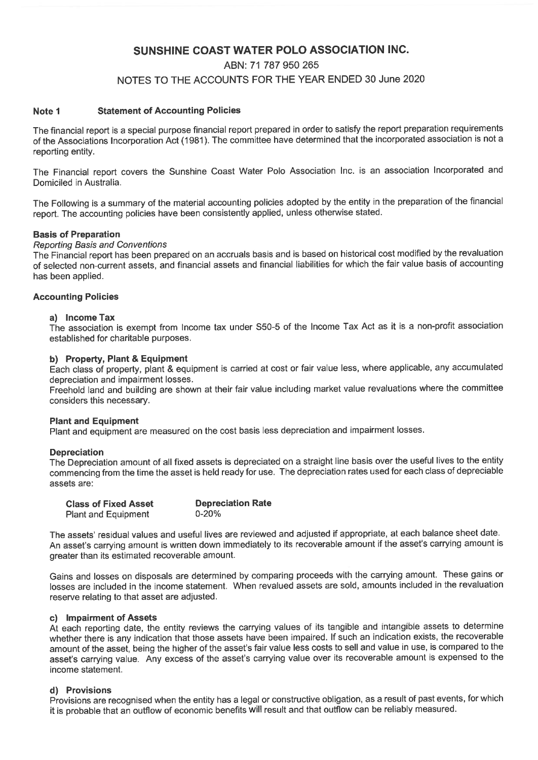# SUNSHINE COAST WATER POLO ASSOCIATION INC.

ABN: 71 787 950 265

NOTES TO THE ACCOUNTS FOR THE YEAR ENDED 30 June 2020

## Note 1 Statement of Accounting Policies

The financial report is a special purpose financial report prepared in order to satisfy the report preparation requirements of the Associations Incorporation Act (1981). The committee have determined that the incorporated association is not a reporting entity.

The Financial report covers the Sunshine Coast Water Polo Association Inc. is an association Incorporated and Domiciled in Australia.

The Following is a summary of the material accounting policies adopted by the entity in the preparation of the financial report. The accounting policies have been consistently applied, unless otherwise stated.

### Basis of Preparation

*Reporting Basis and Conventions*

The Financial report has been prepared on an accruals basis and is based on historical cost modified by the revaluation of selected non-current assets, and financial assets and financial liabilities for which the fair value basis of accounting has been applied.

### Accounting Policies

#### a) Income Tax

The association is exempt from Income tax under S50-5 of the Income Tax Act as it is a non-profit association established for charitable purposes.

#### b) Property, Plant & Equipment

Each class of property, plant & equipment is carried at cost or fair value less, where applicable, any accumulated depreciation and impairment losses.

Freehold land and building are shown at their fair value including market value revaluations where the committee considers this necessary.

#### Plant and Equipment

Plant and equipment are measured on the cost basis less depreciation and impairment losses.

#### Depreciation

The Depreciation amount of all fixed assets is depreciated on a straight line basis over the useful lives to the entity commencing from the time the asset is held ready for use. The depreciation rates used for each class of depreciable assets are:

| Class of Fixed Asset | Depreciation Rate |
|---|---|
| Plant and Equipment | 0-20% |

The assets' residual values and useful lives are reviewed and adjusted if appropriate, at each balance sheet date. An asset's carrying amount is written down immediately to its recoverable amount if the asset's carrying amount is greater than its estimated recoverable amount.

Gains and losses on disposals are determined by comparing proceeds with the carrying amount. These gains or losses are included in the income statement. When revalued assets are sold, amounts included in the revaluation reserve relating to that asset are adjusted.

#### c) Impairment of Assets

At each reporting date, the entity reviews the carrying values of its tangible and intangible assets to determine whether there is any indication that those assets have been impaired. If such an indication exists, the recoverable amount of the asset, being the higher of the asset's fair value less costs to sell and value in use, is compared to the asset's carrying value. Any excess of the asset's carrying value over its recoverable amount is expensed to the income statement.

#### d) Provisions

Provisions are recognised when the entity has a legal or constructive obligation, as a result of past events, for which it is probable that an outflow of economic benefits will result and that outflow can be reliably measured.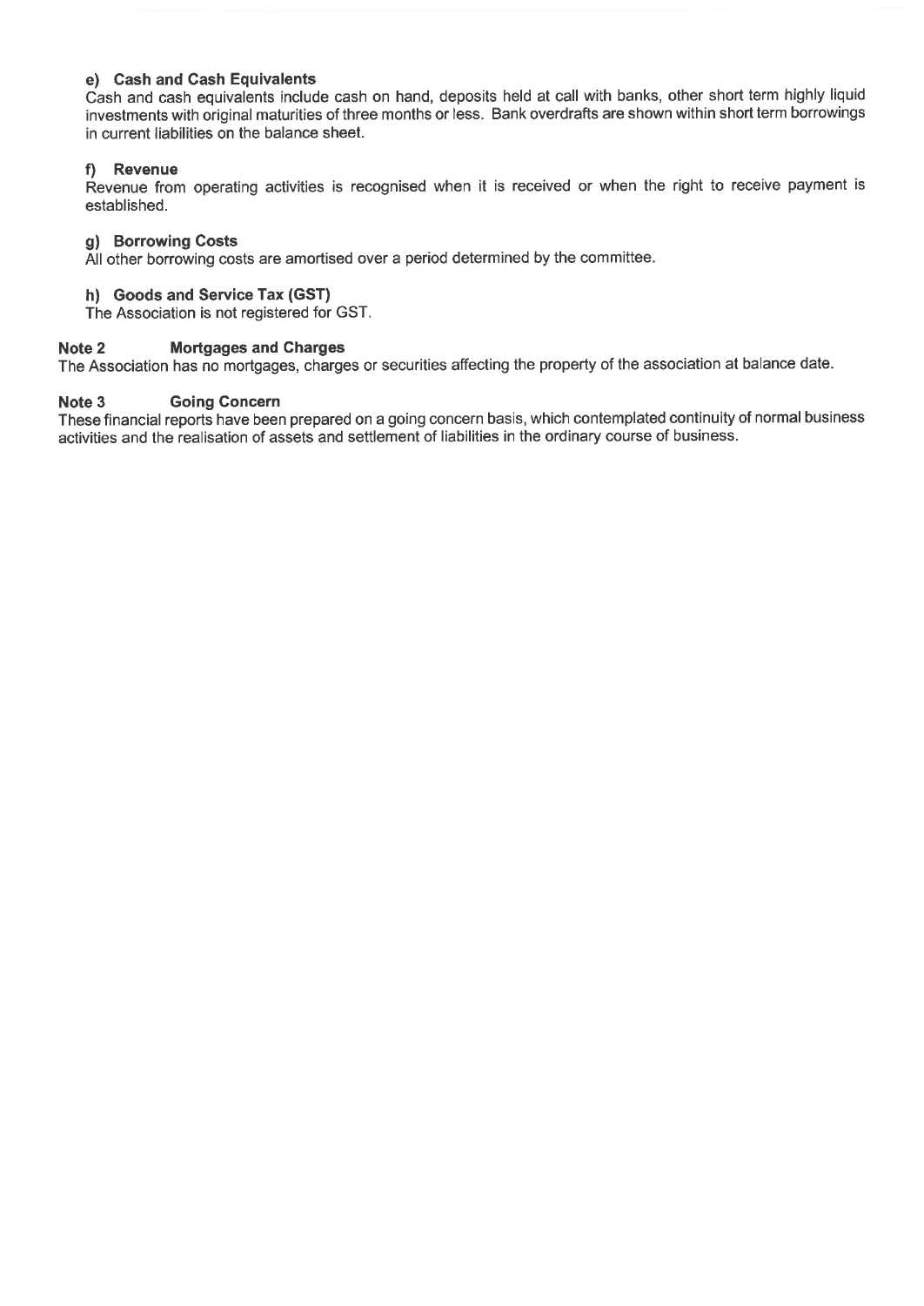#### e) Cash and Cash Equivalents

Cash and cash equivalents include cash on hand, deposits held at call with banks, other short term highly liquid investments with original maturities of three months or less. Bank overdrafts are shown within short term borrowings in current liabilities on the balance sheet.

#### f) Revenue

Revenue from operating activities is recognised when it is received or when the right to receive payment is established.

#### g) Borrowing Costs

All other borrowing costs are amortised over a period determined by the committee.

#### h) Goods and Service Tax (GST)

The Association is not registered for GST.

### Note 2 Mortgages and Charges

The Association has no mortgages, charges or securities affecting the property of the association at balance date.

### Note 3 Going Concern

These financial reports have been prepared on a going concern basis, which contemplated continuity of normal business activities and the realisation of assets and settlement of liabilities in the ordinary course of business.